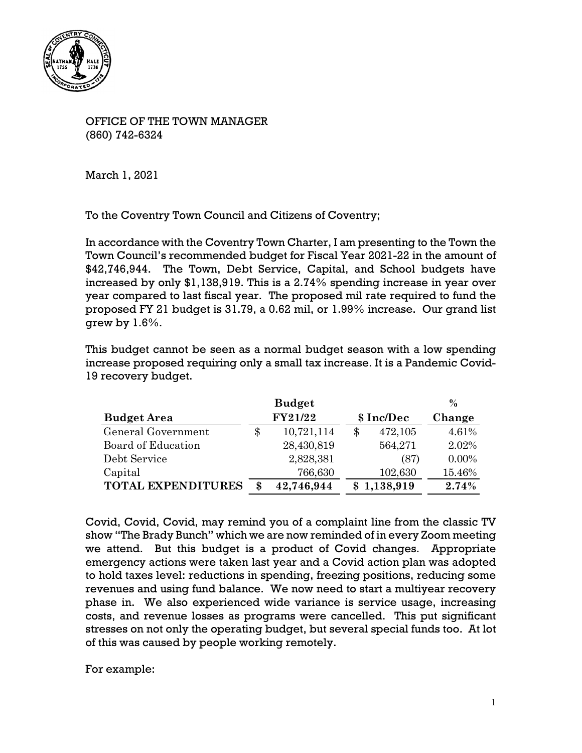OFFICE OF THE TOWN MANAGER
(860) 742-6324

March 1, 2021

To the Coventry Town Council and Citizens of Coventry;

In accordance with the Coventry Town Charter, I am presenting to the Town the Town Council's recommended budget for Fiscal Year 2021-22 in the amount of $42,746,944. The Town, Debt Service, Capital, and School budgets have increased by only $1,138,919. This is a 2.74% spending increase in year over year compared to last fiscal year. The proposed mil rate required to fund the proposed FY 21 budget is 31.79, a 0.62 mil, or 1.99% increase. Our grand list grew by 1.6%.

This budget cannot be seen as a normal budget season with a low spending increase proposed requiring only a small tax increase. It is a Pandemic Covid-19 recovery budget.

| Budget Area | Budget FY21/22 | $ Inc/Dec | % Change |
|---|---|---|---|
| General Government | $ 10,721,114 | $ 472,105 | 4.61% |
| Board of Education | 28,430,819 | 564,271 | 2.02% |
| Debt Service | 2,828,381 | (87) | 0.00% |
| Capital | 766,630 | 102,630 | 15.46% |
| **TOTAL EXPENDITURES** | **$ 42,746,944** | **$ 1,138,919** | **2.74%** |

Covid, Covid, Covid, may remind you of a complaint line from the classic TV show "The Brady Bunch" which we are now reminded of in every Zoom meeting we attend. But this budget is a product of Covid changes. Appropriate emergency actions were taken last year and a Covid action plan was adopted to hold taxes level: reductions in spending, freezing positions, reducing some revenues and using fund balance. We now need to start a multiyear recovery phase in. We also experienced wide variance is service usage, increasing costs, and revenue losses as programs were cancelled. This put significant stresses on not only the operating budget, but several special funds too. At lot of this was caused by people working remotely.

For example: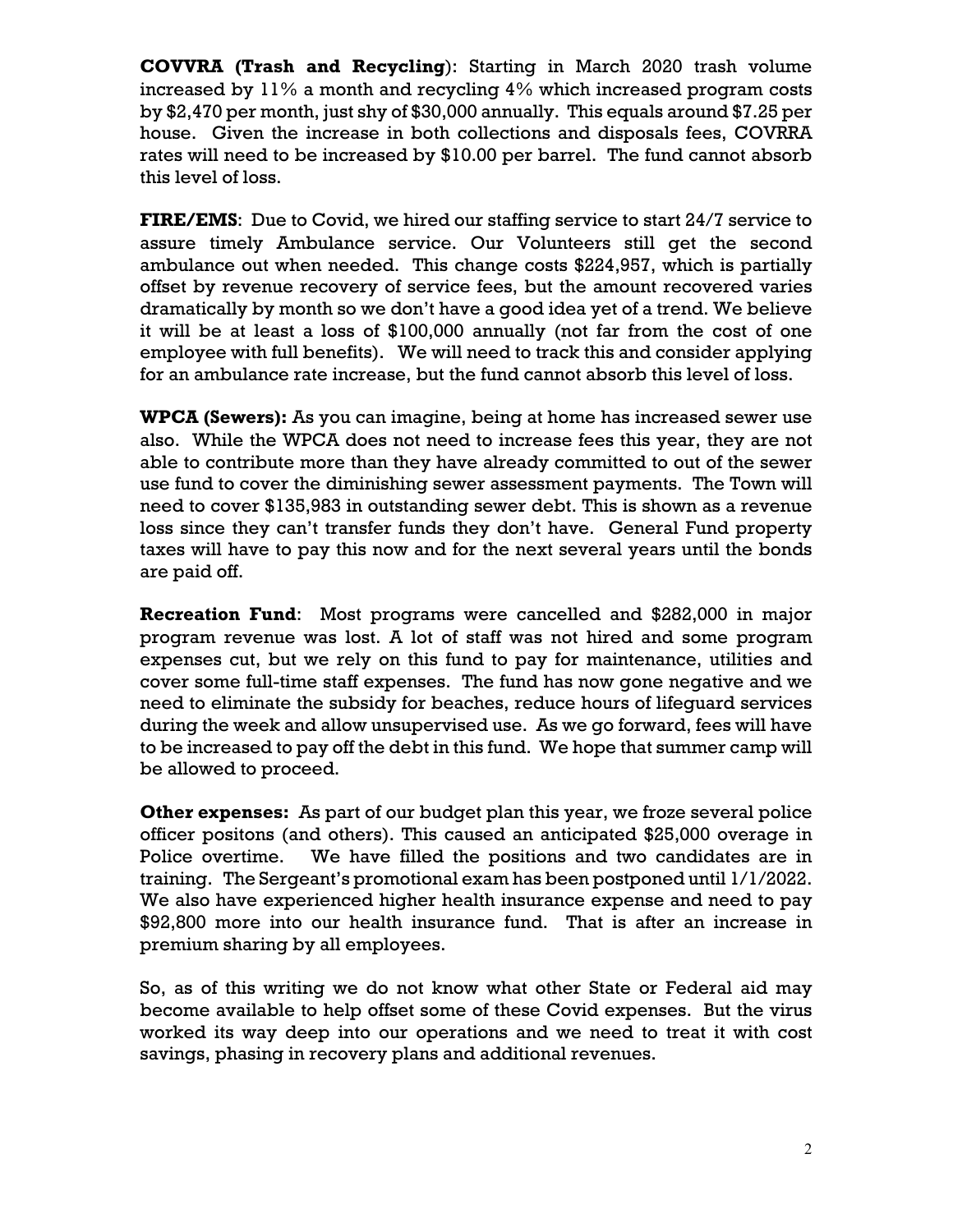**COVVRA (Trash and Recycling)**: Starting in March 2020 trash volume increased by 11% a month and recycling 4% which increased program costs by $2,470 per month, just shy of $30,000 annually. This equals around $7.25 per house. Given the increase in both collections and disposals fees, COVRRA rates will need to be increased by $10.00 per barrel. The fund cannot absorb this level of loss.

**FIRE/EMS**: Due to Covid, we hired our staffing service to start 24/7 service to assure timely Ambulance service. Our Volunteers still get the second ambulance out when needed. This change costs $224,957, which is partially offset by revenue recovery of service fees, but the amount recovered varies dramatically by month so we don't have a good idea yet of a trend. We believe it will be at least a loss of $100,000 annually (not far from the cost of one employee with full benefits). We will need to track this and consider applying for an ambulance rate increase, but the fund cannot absorb this level of loss.

**WPCA (Sewers):** As you can imagine, being at home has increased sewer use also. While the WPCA does not need to increase fees this year, they are not able to contribute more than they have already committed to out of the sewer use fund to cover the diminishing sewer assessment payments. The Town will need to cover $135,983 in outstanding sewer debt. This is shown as a revenue loss since they can't transfer funds they don't have. General Fund property taxes will have to pay this now and for the next several years until the bonds are paid off.

**Recreation Fund**: Most programs were cancelled and $282,000 in major program revenue was lost. A lot of staff was not hired and some program expenses cut, but we rely on this fund to pay for maintenance, utilities and cover some full-time staff expenses. The fund has now gone negative and we need to eliminate the subsidy for beaches, reduce hours of lifeguard services during the week and allow unsupervised use. As we go forward, fees will have to be increased to pay off the debt in this fund. We hope that summer camp will be allowed to proceed.

**Other expenses:** As part of our budget plan this year, we froze several police officer positons (and others). This caused an anticipated $25,000 overage in Police overtime. We have filled the positions and two candidates are in training. The Sergeant's promotional exam has been postponed until 1/1/2022. We also have experienced higher health insurance expense and need to pay $92,800 more into our health insurance fund. That is after an increase in premium sharing by all employees.

So, as of this writing we do not know what other State or Federal aid may become available to help offset some of these Covid expenses. But the virus worked its way deep into our operations and we need to treat it with cost savings, phasing in recovery plans and additional revenues.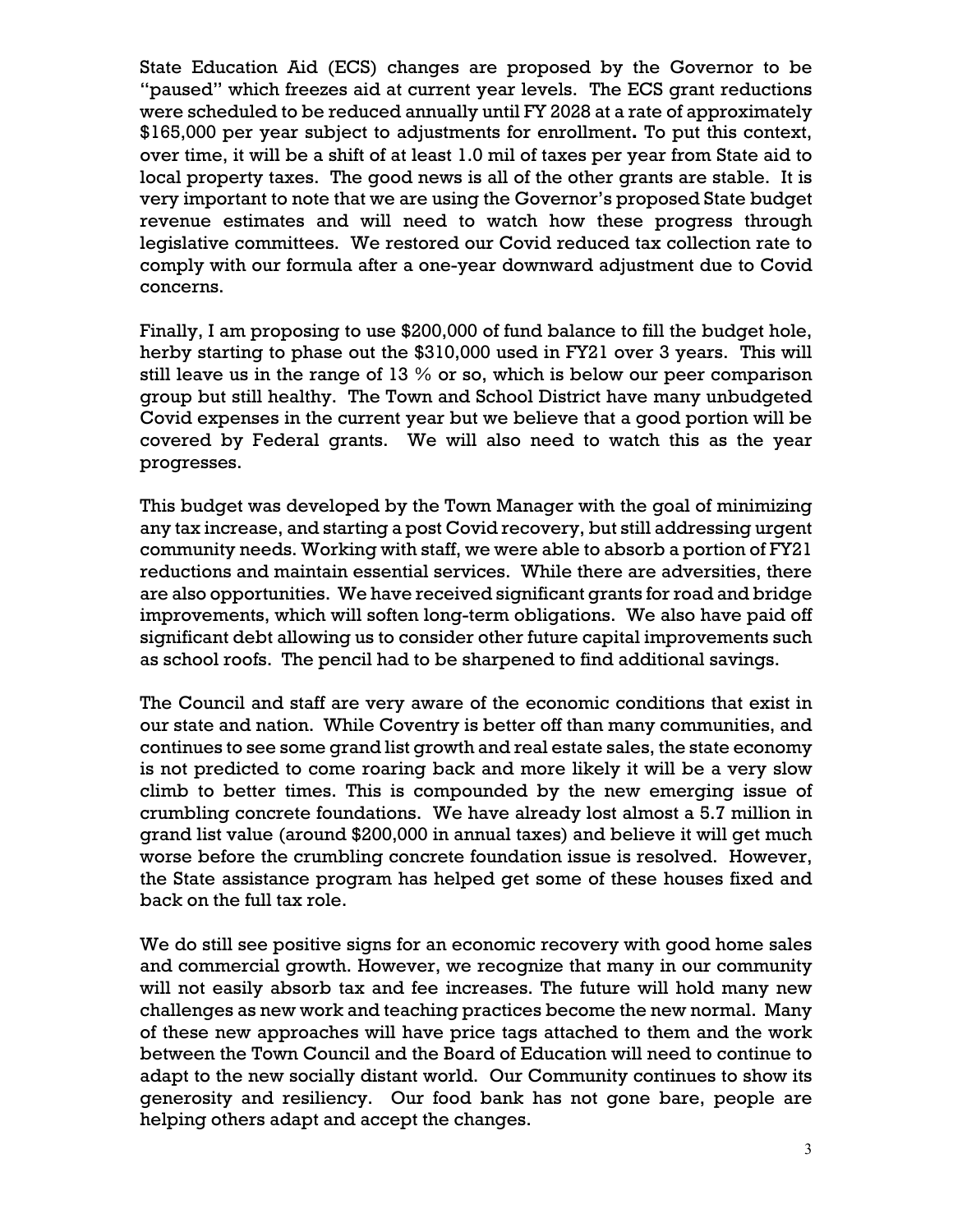State Education Aid (ECS) changes are proposed by the Governor to be "paused" which freezes aid at current year levels. The ECS grant reductions were scheduled to be reduced annually until FY 2028 at a rate of approximately $165,000 per year subject to adjustments for enrollment**.** To put this context, over time, it will be a shift of at least 1.0 mil of taxes per year from State aid to local property taxes. The good news is all of the other grants are stable. It is very important to note that we are using the Governor's proposed State budget revenue estimates and will need to watch how these progress through legislative committees. We restored our Covid reduced tax collection rate to comply with our formula after a one-year downward adjustment due to Covid concerns.

Finally, I am proposing to use $200,000 of fund balance to fill the budget hole, herby starting to phase out the $310,000 used in FY21 over 3 years. This will still leave us in the range of 13 % or so, which is below our peer comparison group but still healthy. The Town and School District have many unbudgeted Covid expenses in the current year but we believe that a good portion will be covered by Federal grants. We will also need to watch this as the year progresses.

This budget was developed by the Town Manager with the goal of minimizing any tax increase, and starting a post Covid recovery, but still addressing urgent community needs. Working with staff, we were able to absorb a portion of FY21 reductions and maintain essential services. While there are adversities, there are also opportunities. We have received significant grants for road and bridge improvements, which will soften long-term obligations. We also have paid off significant debt allowing us to consider other future capital improvements such as school roofs. The pencil had to be sharpened to find additional savings.

The Council and staff are very aware of the economic conditions that exist in our state and nation. While Coventry is better off than many communities, and continues to see some grand list growth and real estate sales, the state economy is not predicted to come roaring back and more likely it will be a very slow climb to better times. This is compounded by the new emerging issue of crumbling concrete foundations. We have already lost almost a 5.7 million in grand list value (around $200,000 in annual taxes) and believe it will get much worse before the crumbling concrete foundation issue is resolved. However, the State assistance program has helped get some of these houses fixed and back on the full tax role.

We do still see positive signs for an economic recovery with good home sales and commercial growth. However, we recognize that many in our community will not easily absorb tax and fee increases. The future will hold many new challenges as new work and teaching practices become the new normal. Many of these new approaches will have price tags attached to them and the work between the Town Council and the Board of Education will need to continue to adapt to the new socially distant world. Our Community continues to show its generosity and resiliency. Our food bank has not gone bare, people are helping others adapt and accept the changes.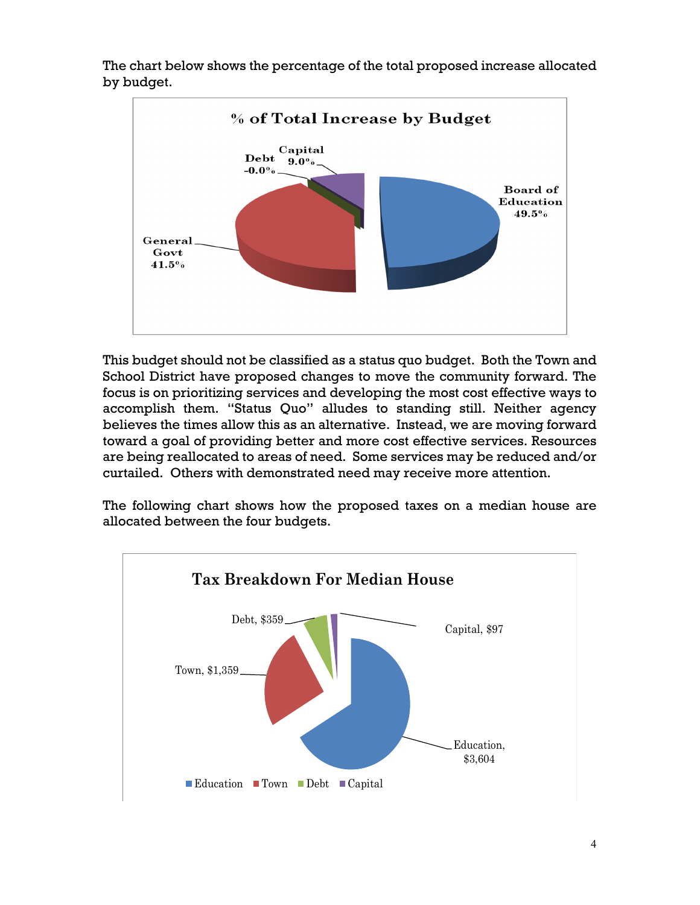The chart below shows the percentage of the total proposed increase allocated by budget.

**% of Total Increase by Budget**

| Budget | % of Total Increase |
|---|---|
| Board of Education | 49.5% |
| General Govt | 41.5% |
| Debt | -0.0% |
| Capital | 9.0% |

This budget should not be classified as a status quo budget. Both the Town and School District have proposed changes to move the community forward. The focus is on prioritizing services and developing the most cost effective ways to accomplish them. "Status Quo" alludes to standing still. Neither agency believes the times allow this as an alternative. Instead, we are moving forward toward a goal of providing better and more cost effective services. Resources are being reallocated to areas of need. Some services may be reduced and/or curtailed. Others with demonstrated need may receive more attention.

The following chart shows how the proposed taxes on a median house are allocated between the four budgets.

**Tax Breakdown For Median House**

| Budget | Tax |
|---|---|
| Education | $3,604 |
| Town | $1,359 |
| Debt | $359 |
| Capital | $97 |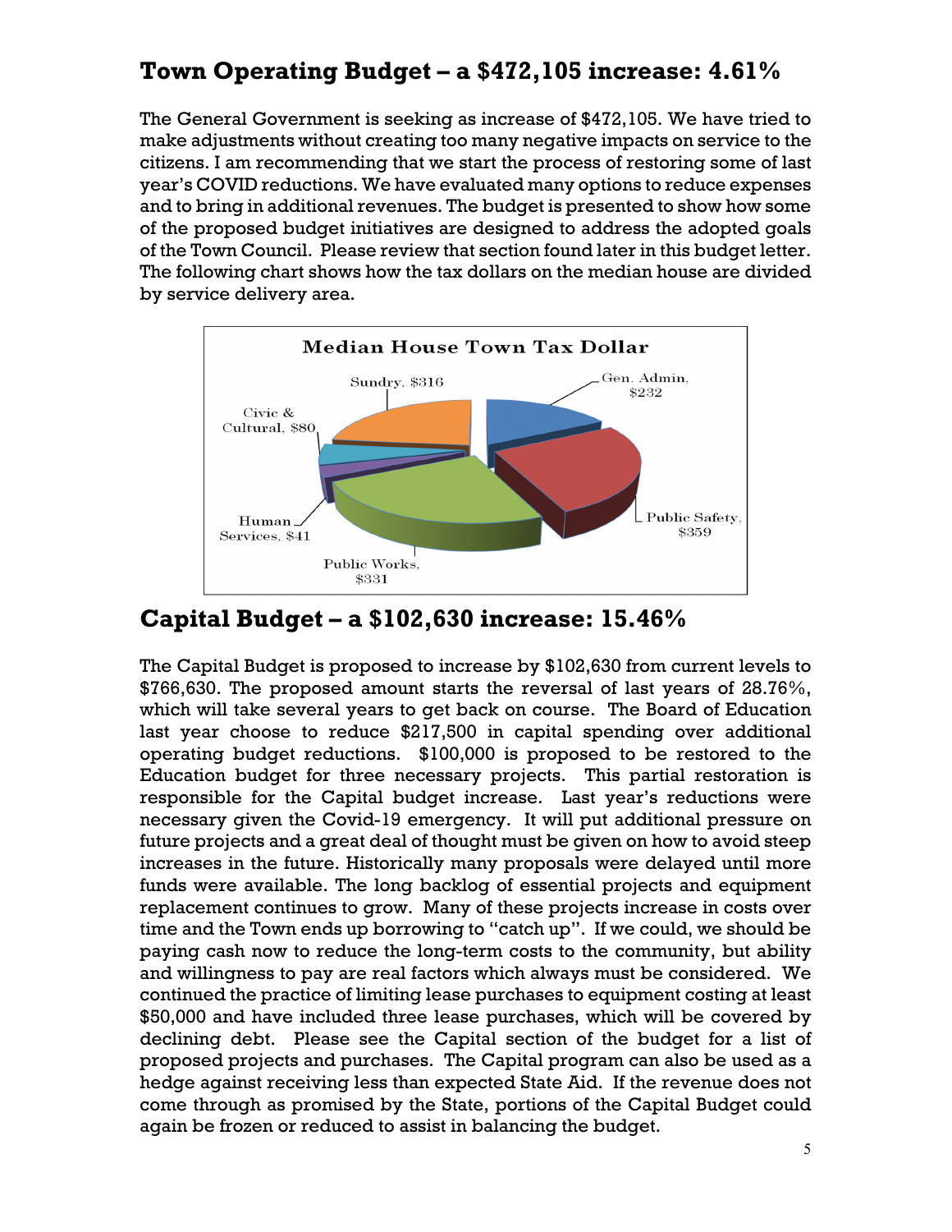## Town Operating Budget – a $472,105 increase: 4.61%

The General Government is seeking as increase of $472,105. We have tried to make adjustments without creating too many negative impacts on service to the citizens. I am recommending that we start the process of restoring some of last year's COVID reductions. We have evaluated many options to reduce expenses and to bring in additional revenues. The budget is presented to show how some of the proposed budget initiatives are designed to address the adopted goals of the Town Council. Please review that section found later in this budget letter. The following chart shows how the tax dollars on the median house are divided by service delivery area.

**Median House Town Tax Dollar**

| Service Area | Amount |
|---|---|
| Gen. Admin. | $232 |
| Public Safety | $359 |
| Public Works | $331 |
| Human Services | $41 |
| Civic & Cultural | $80 |
| Sundry | $316 |

## Capital Budget – a $102,630 increase: 15.46%

The Capital Budget is proposed to increase by $102,630 from current levels to $766,630. The proposed amount starts the reversal of last years of 28.76%, which will take several years to get back on course. The Board of Education last year choose to reduce $217,500 in capital spending over additional operating budget reductions. $100,000 is proposed to be restored to the Education budget for three necessary projects. This partial restoration is responsible for the Capital budget increase. Last year's reductions were necessary given the Covid-19 emergency. It will put additional pressure on future projects and a great deal of thought must be given on how to avoid steep increases in the future. Historically many proposals were delayed until more funds were available. The long backlog of essential projects and equipment replacement continues to grow. Many of these projects increase in costs over time and the Town ends up borrowing to "catch up". If we could, we should be paying cash now to reduce the long-term costs to the community, but ability and willingness to pay are real factors which always must be considered. We continued the practice of limiting lease purchases to equipment costing at least $50,000 and have included three lease purchases, which will be covered by declining debt. Please see the Capital section of the budget for a list of proposed projects and purchases. The Capital program can also be used as a hedge against receiving less than expected State Aid. If the revenue does not come through as promised by the State, portions of the Capital Budget could again be frozen or reduced to assist in balancing the budget.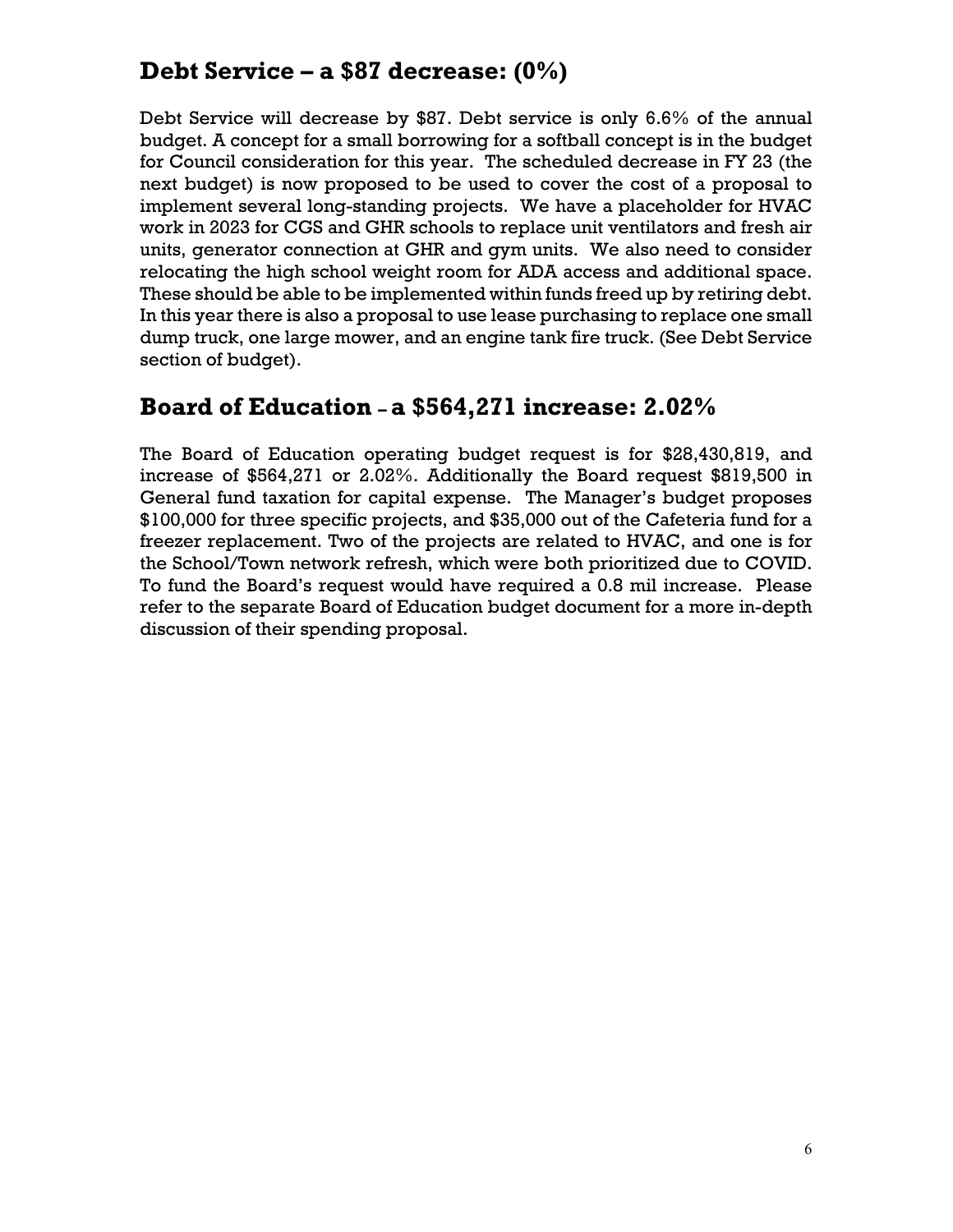## Debt Service – a $87 decrease: (0%)

Debt Service will decrease by $87. Debt service is only 6.6% of the annual budget. A concept for a small borrowing for a softball concept is in the budget for Council consideration for this year. The scheduled decrease in FY 23 (the next budget) is now proposed to be used to cover the cost of a proposal to implement several long-standing projects. We have a placeholder for HVAC work in 2023 for CGS and GHR schools to replace unit ventilators and fresh air units, generator connection at GHR and gym units. We also need to consider relocating the high school weight room for ADA access and additional space. These should be able to be implemented within funds freed up by retiring debt. In this year there is also a proposal to use lease purchasing to replace one small dump truck, one large mower, and an engine tank fire truck. (See Debt Service section of budget).

## Board of Education – a $564,271 increase: 2.02%

The Board of Education operating budget request is for $28,430,819, and increase of $564,271 or 2.02%. Additionally the Board request $819,500 in General fund taxation for capital expense. The Manager's budget proposes $100,000 for three specific projects, and $35,000 out of the Cafeteria fund for a freezer replacement. Two of the projects are related to HVAC, and one is for the School/Town network refresh, which were both prioritized due to COVID. To fund the Board's request would have required a 0.8 mil increase. Please refer to the separate Board of Education budget document for a more in-depth discussion of their spending proposal.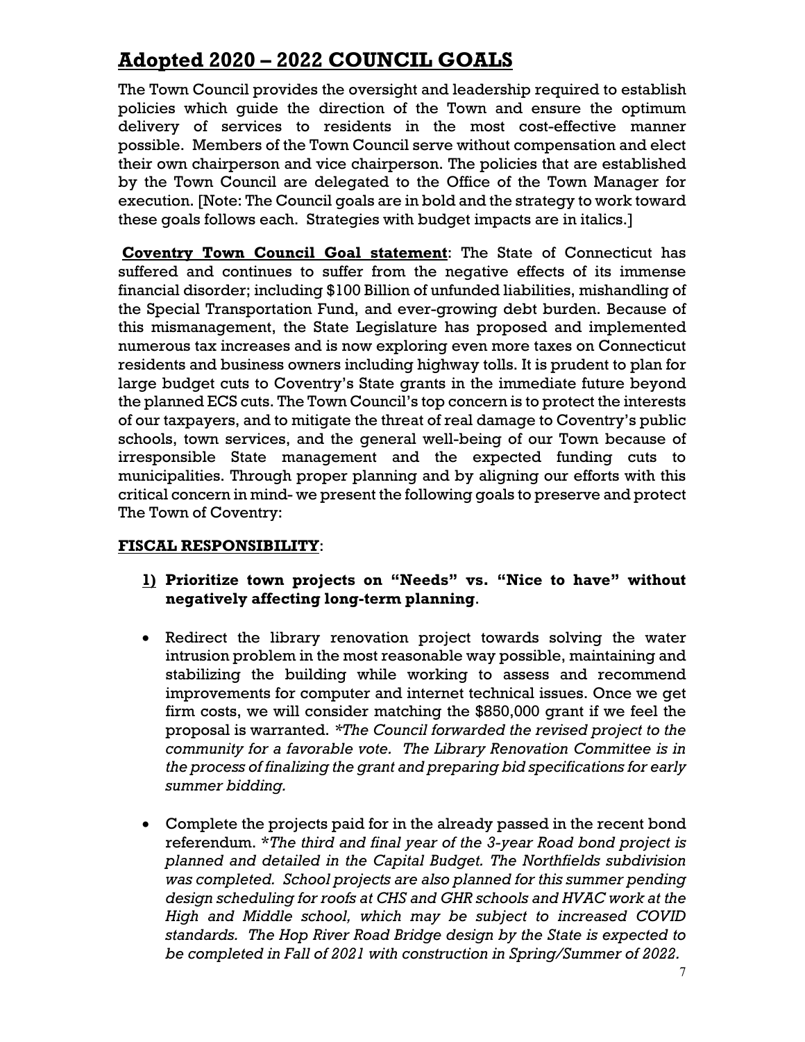# Adopted 2020 – 2022 COUNCIL GOALS

The Town Council provides the oversight and leadership required to establish policies which guide the direction of the Town and ensure the optimum delivery of services to residents in the most cost-effective manner possible. Members of the Town Council serve without compensation and elect their own chairperson and vice chairperson. The policies that are established by the Town Council are delegated to the Office of the Town Manager for execution. [Note: The Council goals are in bold and the strategy to work toward these goals follows each. Strategies with budget impacts are in italics.]

**Coventry Town Council Goal statement**: The State of Connecticut has suffered and continues to suffer from the negative effects of its immense financial disorder; including $100 Billion of unfunded liabilities, mishandling of the Special Transportation Fund, and ever-growing debt burden. Because of this mismanagement, the State Legislature has proposed and implemented numerous tax increases and is now exploring even more taxes on Connecticut residents and business owners including highway tolls. It is prudent to plan for large budget cuts to Coventry's State grants in the immediate future beyond the planned ECS cuts. The Town Council's top concern is to protect the interests of our taxpayers, and to mitigate the threat of real damage to Coventry's public schools, town services, and the general well-being of our Town because of irresponsible State management and the expected funding cuts to municipalities. Through proper planning and by aligning our efforts with this critical concern in mind- we present the following goals to preserve and protect The Town of Coventry:

## FISCAL RESPONSIBILITY:

1) **Prioritize town projects on "Needs" vs. "Nice to have" without negatively affecting long-term planning**.

- Redirect the library renovation project towards solving the water intrusion problem in the most reasonable way possible, maintaining and stabilizing the building while working to assess and recommend improvements for computer and internet technical issues. Once we get firm costs, we will consider matching the $850,000 grant if we feel the proposal is warranted. *\*The Council forwarded the revised project to the community for a favorable vote. The Library Renovation Committee is in the process of finalizing the grant and preparing bid specifications for early summer bidding.*

- Complete the projects paid for in the already passed in the recent bond referendum. *\*The third and final year of the 3-year Road bond project is planned and detailed in the Capital Budget. The Northfields subdivision was completed. School projects are also planned for this summer pending design scheduling for roofs at CHS and GHR schools and HVAC work at the High and Middle school, which may be subject to increased COVID standards. The Hop River Road Bridge design by the State is expected to be completed in Fall of 2021 with construction in Spring/Summer of 2022.*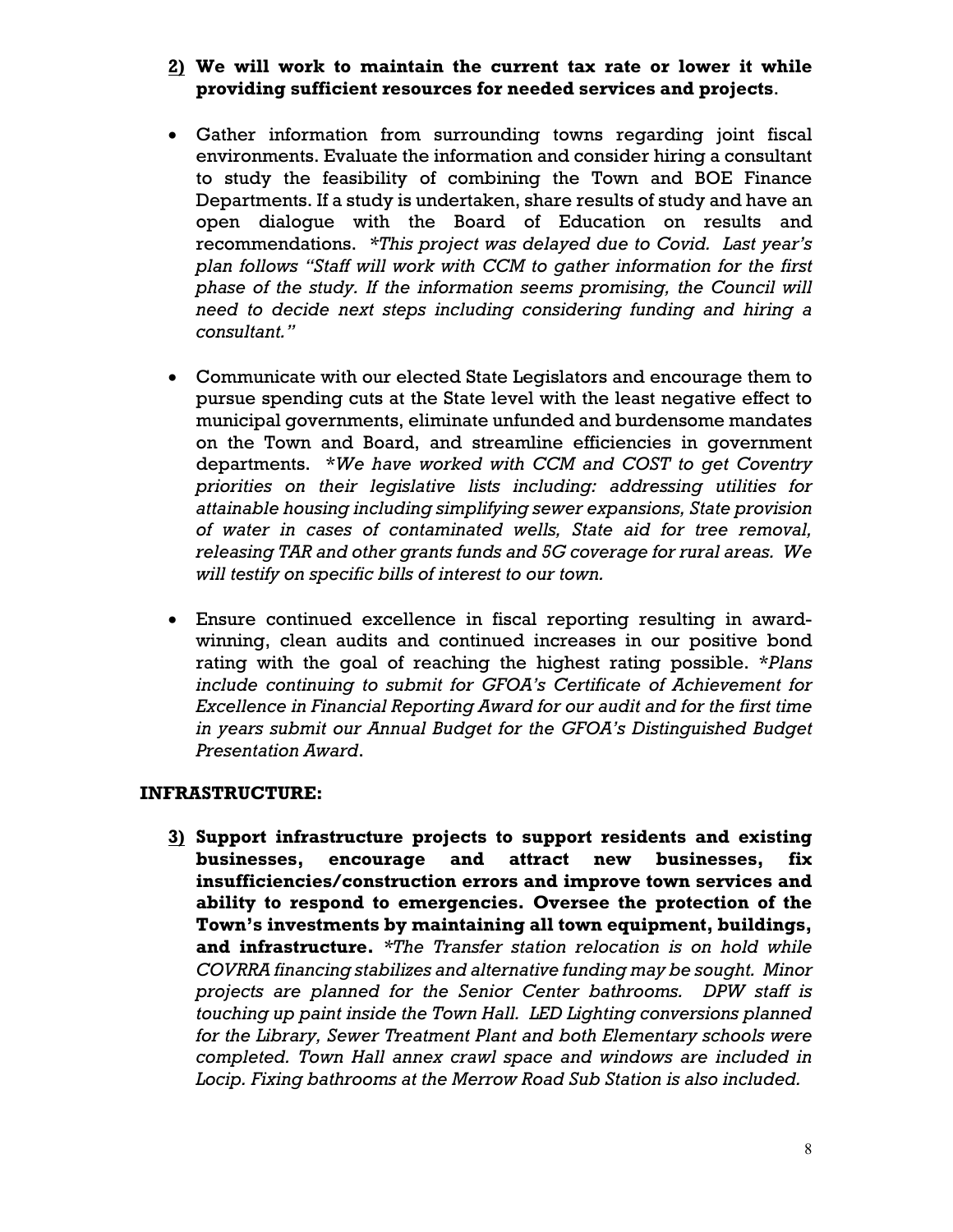**2) We will work to maintain the current tax rate or lower it while providing sufficient resources for needed services and projects**.

- Gather information from surrounding towns regarding joint fiscal environments. Evaluate the information and consider hiring a consultant to study the feasibility of combining the Town and BOE Finance Departments. If a study is undertaken, share results of study and have an open dialogue with the Board of Education on results and recommendations. *\*This project was delayed due to Covid. Last year's plan follows "Staff will work with CCM to gather information for the first phase of the study. If the information seems promising, the Council will need to decide next steps including considering funding and hiring a consultant."*

- Communicate with our elected State Legislators and encourage them to pursue spending cuts at the State level with the least negative effect to municipal governments, eliminate unfunded and burdensome mandates on the Town and Board, and streamline efficiencies in government departments. *\*We have worked with CCM and COST to get Coventry priorities on their legislative lists including: addressing utilities for attainable housing including simplifying sewer expansions, State provision of water in cases of contaminated wells, State aid for tree removal, releasing TAR and other grants funds and 5G coverage for rural areas. We will testify on specific bills of interest to our town.*

- Ensure continued excellence in fiscal reporting resulting in award-winning, clean audits and continued increases in our positive bond rating with the goal of reaching the highest rating possible. *\*Plans include continuing to submit for GFOA's Certificate of Achievement for Excellence in Financial Reporting Award for our audit and for the first time in years submit our Annual Budget for the GFOA's Distinguished Budget Presentation Award*.

## INFRASTRUCTURE:

**3) Support infrastructure projects to support residents and existing businesses, encourage and attract new businesses, fix insufficiencies/construction errors and improve town services and ability to respond to emergencies. Oversee the protection of the Town's investments by maintaining all town equipment, buildings, and infrastructure.** *\*The Transfer station relocation is on hold while COVRRA financing stabilizes and alternative funding may be sought. Minor projects are planned for the Senior Center bathrooms. DPW staff is touching up paint inside the Town Hall. LED Lighting conversions planned for the Library, Sewer Treatment Plant and both Elementary schools were completed. Town Hall annex crawl space and windows are included in Locip. Fixing bathrooms at the Merrow Road Sub Station is also included.*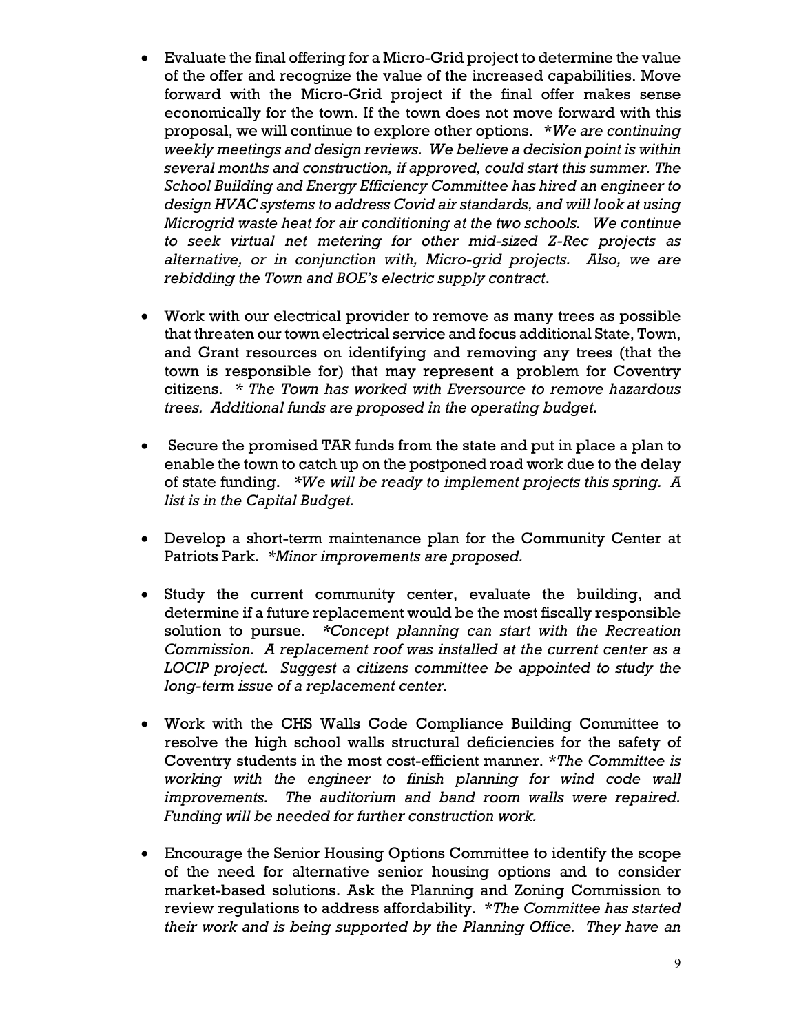- Evaluate the final offering for a Micro-Grid project to determine the value of the offer and recognize the value of the increased capabilities. Move forward with the Micro-Grid project if the final offer makes sense economically for the town. If the town does not move forward with this proposal, we will continue to explore other options. **We are continuing weekly meetings and design reviews. We believe a decision point is within several months and construction, if approved, could start this summer. The School Building and Energy Efficiency Committee has hired an engineer to design HVAC systems to address Covid air standards, and will look at using Microgrid waste heat for air conditioning at the two schools. We continue to seek virtual net metering for other mid-sized Z-Rec projects as alternative, or in conjunction with, Micro-grid projects. Also, we are rebidding the Town and BOE's electric supply contract.*

- Work with our electrical provider to remove as many trees as possible that threaten our town electrical service and focus additional State, Town, and Grant resources on identifying and removing any trees (that the town is responsible for) that may represent a problem for Coventry citizens. ** The Town has worked with Eversource to remove hazardous trees. Additional funds are proposed in the operating budget.*

- Secure the promised TAR funds from the state and put in place a plan to enable the town to catch up on the postponed road work due to the delay of state funding. **We will be ready to implement projects this spring. A list is in the Capital Budget.*

- Develop a short-term maintenance plan for the Community Center at Patriots Park. **Minor improvements are proposed.*

- Study the current community center, evaluate the building, and determine if a future replacement would be the most fiscally responsible solution to pursue. **Concept planning can start with the Recreation Commission. A replacement roof was installed at the current center as a LOCIP project. Suggest a citizens committee be appointed to study the long-term issue of a replacement center.*

- Work with the CHS Walls Code Compliance Building Committee to resolve the high school walls structural deficiencies for the safety of Coventry students in the most cost-efficient manner. **The Committee is working with the engineer to finish planning for wind code wall improvements. The auditorium and band room walls were repaired. Funding will be needed for further construction work.*

- Encourage the Senior Housing Options Committee to identify the scope of the need for alternative senior housing options and to consider market-based solutions. Ask the Planning and Zoning Commission to review regulations to address affordability. **The Committee has started their work and is being supported by the Planning Office. They have an*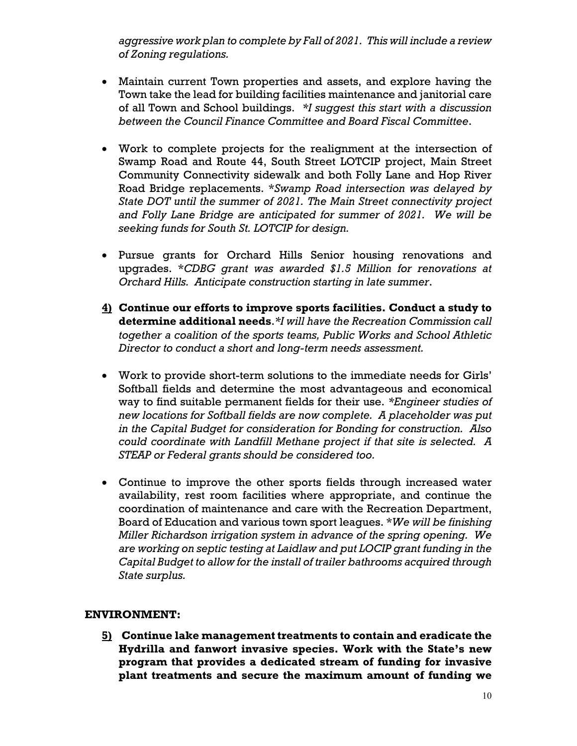*aggressive work plan to complete by Fall of 2021. This will include a review of Zoning regulations.*

- Maintain current Town properties and assets, and explore having the Town take the lead for building facilities maintenance and janitorial care of all Town and School buildings. *\*I suggest this start with a discussion between the Council Finance Committee and Board Fiscal Committee.*

- Work to complete projects for the realignment at the intersection of Swamp Road and Route 44, South Street LOTCIP project, Main Street Community Connectivity sidewalk and both Folly Lane and Hop River Road Bridge replacements. *\*Swamp Road intersection was delayed by State DOT until the summer of 2021. The Main Street connectivity project and Folly Lane Bridge are anticipated for summer of 2021. We will be seeking funds for South St. LOTCIP for design.*

- Pursue grants for Orchard Hills Senior housing renovations and upgrades. *\*CDBG grant was awarded $1.5 Million for renovations at Orchard Hills. Anticipate construction starting in late summer.*

**4) Continue our efforts to improve sports facilities. Conduct a study to determine additional needs.** *\*I will have the Recreation Commission call together a coalition of the sports teams, Public Works and School Athletic Director to conduct a short and long-term needs assessment.*

- Work to provide short-term solutions to the immediate needs for Girls' Softball fields and determine the most advantageous and economical way to find suitable permanent fields for their use. *\*Engineer studies of new locations for Softball fields are now complete. A placeholder was put in the Capital Budget for consideration for Bonding for construction. Also could coordinate with Landfill Methane project if that site is selected. A STEAP or Federal grants should be considered too.*

- Continue to improve the other sports fields through increased water availability, rest room facilities where appropriate, and continue the coordination of maintenance and care with the Recreation Department, Board of Education and various town sport leagues. *\*We will be finishing Miller Richardson irrigation system in advance of the spring opening. We are working on septic testing at Laidlaw and put LOCIP grant funding in the Capital Budget to allow for the install of trailer bathrooms acquired through State surplus.*

## ENVIRONMENT:

**5) Continue lake management treatments to contain and eradicate the Hydrilla and fanwort invasive species. Work with the State's new program that provides a dedicated stream of funding for invasive plant treatments and secure the maximum amount of funding we**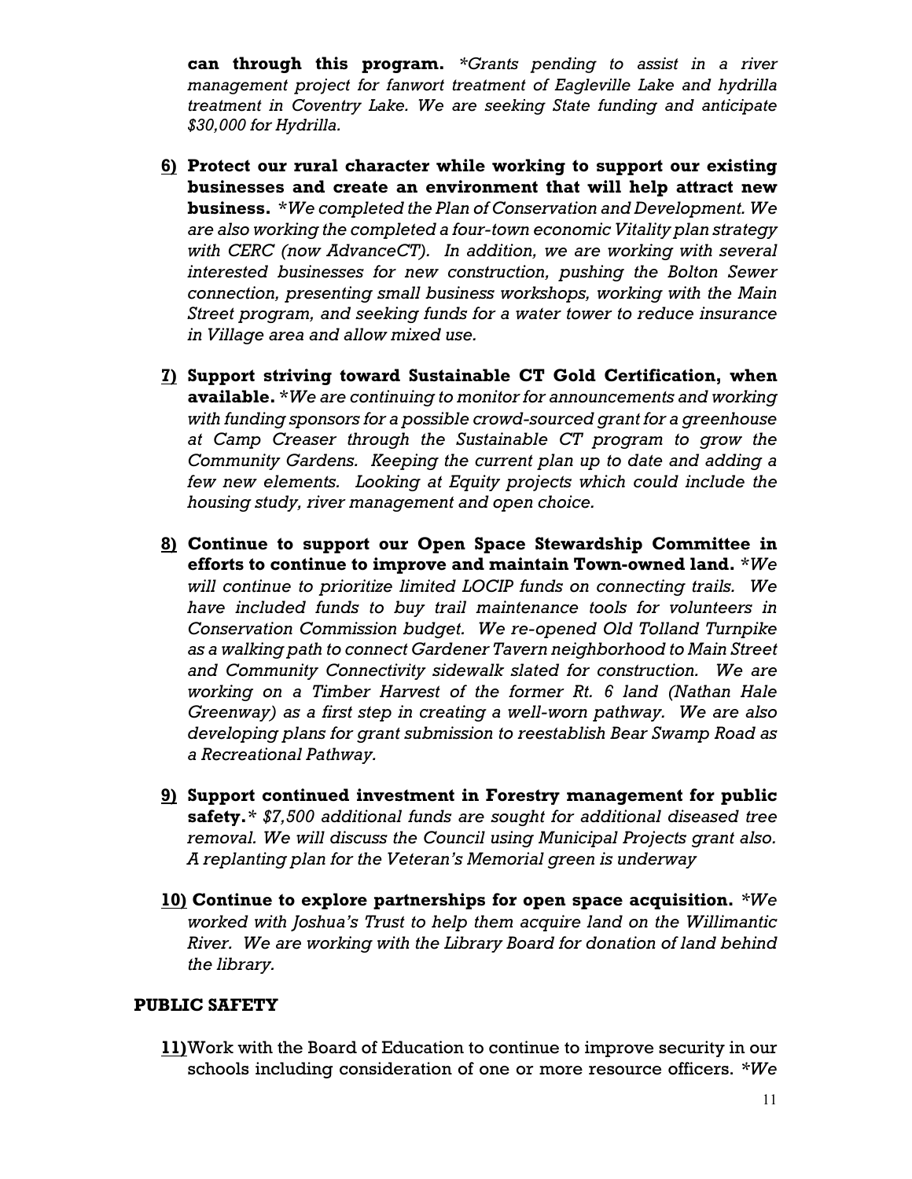**can through this program.** *\*Grants pending to assist in a river management project for fanwort treatment of Eagleville Lake and hydrilla treatment in Coventry Lake. We are seeking State funding and anticipate $30,000 for Hydrilla.*

6) **Protect our rural character while working to support our existing businesses and create an environment that will help attract new business.** *\*We completed the Plan of Conservation and Development. We are also working the completed a four-town economic Vitality plan strategy with CERC (now AdvanceCT). In addition, we are working with several interested businesses for new construction, pushing the Bolton Sewer connection, presenting small business workshops, working with the Main Street program, and seeking funds for a water tower to reduce insurance in Village area and allow mixed use.*

7) **Support striving toward Sustainable CT Gold Certification, when available.** *\*We are continuing to monitor for announcements and working with funding sponsors for a possible crowd-sourced grant for a greenhouse at Camp Creaser through the Sustainable CT program to grow the Community Gardens. Keeping the current plan up to date and adding a few new elements. Looking at Equity projects which could include the housing study, river management and open choice.*

8) **Continue to support our Open Space Stewardship Committee in efforts to continue to improve and maintain Town-owned land.** *\*We will continue to prioritize limited LOCIP funds on connecting trails. We have included funds to buy trail maintenance tools for volunteers in Conservation Commission budget. We re-opened Old Tolland Turnpike as a walking path to connect Gardener Tavern neighborhood to Main Street and Community Connectivity sidewalk slated for construction. We are working on a Timber Harvest of the former Rt. 6 land (Nathan Hale Greenway) as a first step in creating a well-worn pathway. We are also developing plans for grant submission to reestablish Bear Swamp Road as a Recreational Pathway.*

9) **Support continued investment in Forestry management for public safety.** *\* $7,500 additional funds are sought for additional diseased tree removal. We will discuss the Council using Municipal Projects grant also. A replanting plan for the Veteran's Memorial green is underway*

10) **Continue to explore partnerships for open space acquisition.** *\*We worked with Joshua's Trust to help them acquire land on the Willimantic River. We are working with the Library Board for donation of land behind the library.*

## PUBLIC SAFETY

11) Work with the Board of Education to continue to improve security in our schools including consideration of one or more resource officers. *\*We*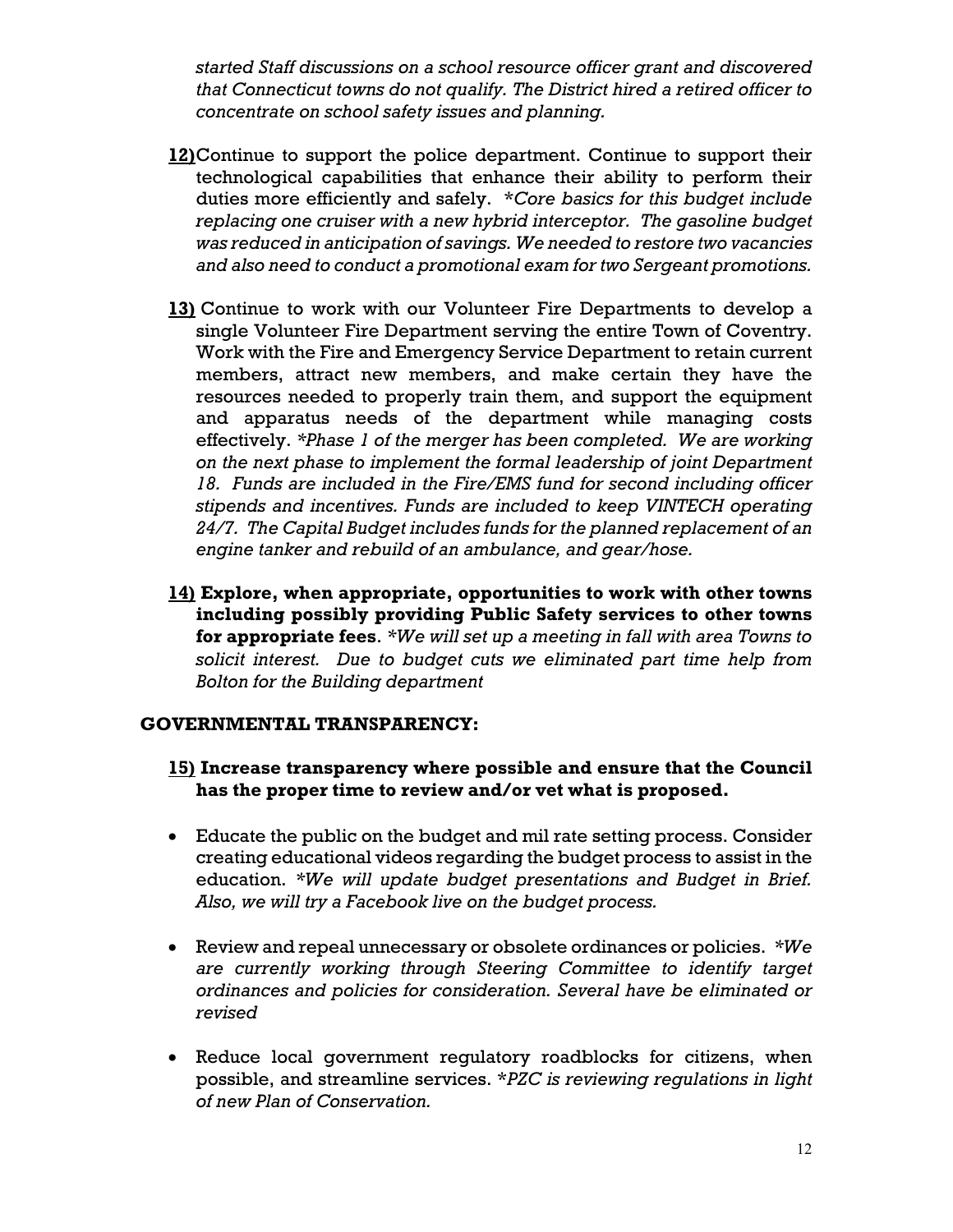*started Staff discussions on a school resource officer grant and discovered that Connecticut towns do not qualify. The District hired a retired officer to concentrate on school safety issues and planning.*

**12)** Continue to support the police department. Continue to support their technological capabilities that enhance their ability to perform their duties more efficiently and safely. *\*Core basics for this budget include replacing one cruiser with a new hybrid interceptor. The gasoline budget was reduced in anticipation of savings. We needed to restore two vacancies and also need to conduct a promotional exam for two Sergeant promotions.*

**13)** Continue to work with our Volunteer Fire Departments to develop a single Volunteer Fire Department serving the entire Town of Coventry. Work with the Fire and Emergency Service Department to retain current members, attract new members, and make certain they have the resources needed to properly train them, and support the equipment and apparatus needs of the department while managing costs effectively. *\*Phase 1 of the merger has been completed. We are working on the next phase to implement the formal leadership of joint Department 18. Funds are included in the Fire/EMS fund for second including officer stipends and incentives. Funds are included to keep VINTECH operating 24/7. The Capital Budget includes funds for the planned replacement of an engine tanker and rebuild of an ambulance, and gear/hose.*

**14) Explore, when appropriate, opportunities to work with other towns including possibly providing Public Safety services to other towns for appropriate fees**. *\*We will set up a meeting in fall with area Towns to solicit interest. Due to budget cuts we eliminated part time help from Bolton for the Building department*

## GOVERNMENTAL TRANSPARENCY:

**15) Increase transparency where possible and ensure that the Council has the proper time to review and/or vet what is proposed.**

- Educate the public on the budget and mil rate setting process. Consider creating educational videos regarding the budget process to assist in the education. *\*We will update budget presentations and Budget in Brief. Also, we will try a Facebook live on the budget process.*

- Review and repeal unnecessary or obsolete ordinances or policies. *\*We are currently working through Steering Committee to identify target ordinances and policies for consideration. Several have be eliminated or revised*

- Reduce local government regulatory roadblocks for citizens, when possible, and streamline services. *\*PZC is reviewing regulations in light of new Plan of Conservation.*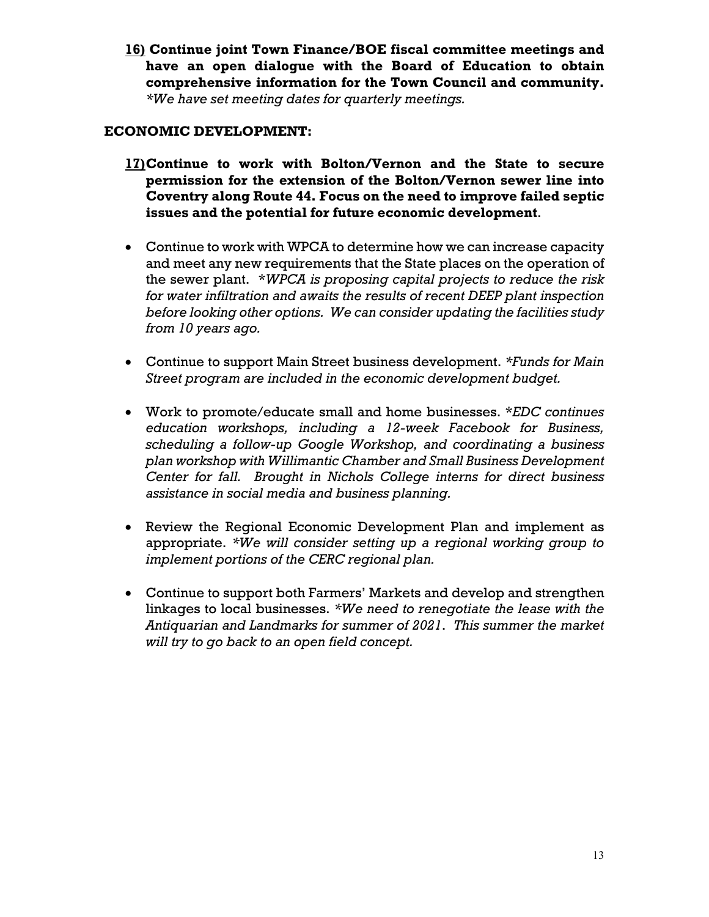**<u>16)</u> Continue joint Town Finance/BOE fiscal committee meetings and have an open dialogue with the Board of Education to obtain comprehensive information for the Town Council and community.**
*\*We have set meeting dates for quarterly meetings.*

## ECONOMIC DEVELOPMENT:

**<u>17)</u>Continue to work with Bolton/Vernon and the State to secure permission for the extension of the Bolton/Vernon sewer line into Coventry along Route 44. Focus on the need to improve failed septic issues and the potential for future economic development.**

- Continue to work with WPCA to determine how we can increase capacity and meet any new requirements that the State places on the operation of the sewer plant. *\*WPCA is proposing capital projects to reduce the risk for water infiltration and awaits the results of recent DEEP plant inspection before looking other options. We can consider updating the facilities study from 10 years ago.*

- Continue to support Main Street business development. *\*Funds for Main Street program are included in the economic development budget.*

- Work to promote/educate small and home businesses. *\*EDC continues education workshops, including a 12-week Facebook for Business, scheduling a follow-up Google Workshop, and coordinating a business plan workshop with Willimantic Chamber and Small Business Development Center for fall. Brought in Nichols College interns for direct business assistance in social media and business planning.*

- Review the Regional Economic Development Plan and implement as appropriate. *\*We will consider setting up a regional working group to implement portions of the CERC regional plan.*

- Continue to support both Farmers' Markets and develop and strengthen linkages to local businesses. *\*We need to renegotiate the lease with the Antiquarian and Landmarks for summer of 2021. This summer the market will try to go back to an open field concept.*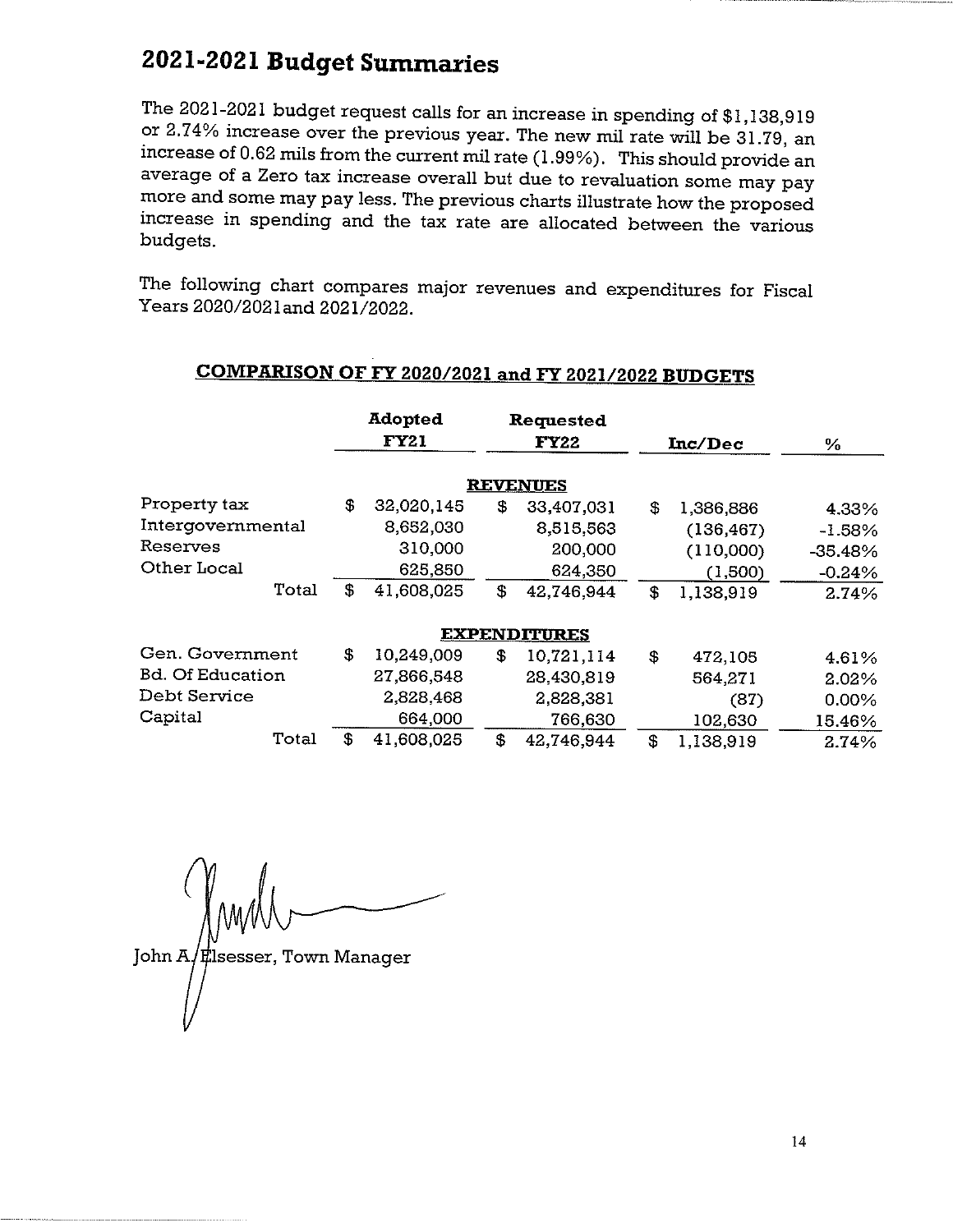# 2021-2021 Budget Summaries

The 2021-2021 budget request calls for an increase in spending of $1,138,919 or 2.74% increase over the previous year. The new mil rate will be 31.79, an increase of 0.62 mils from the current mil rate (1.99%). This should provide an average of a Zero tax increase overall but due to revaluation some may pay more and some may pay less. The previous charts illustrate how the proposed increase in spending and the tax rate are allocated between the various budgets.

The following chart compares major revenues and expenditures for Fiscal Years 2020/2021and 2021/2022.

## COMPARISON OF FY 2020/2021 and FY 2021/2022 BUDGETS

| | Adopted FY21 | Requested FY22 | Inc/Dec | % |
|---|---|---|---|---|
| | | **REVENUES** | | |
| Property tax | $ 32,020,145 | $ 33,407,031 | $ 1,386,886 | 4.33% |
| Intergovernmental | 8,652,030 | 8,515,563 | (136,467) | -1.58% |
| Reserves | 310,000 | 200,000 | (110,000) | -35.48% |
| Other Local | 625,850 | 624,350 | (1,500) | -0.24% |
| Total | $ 41,608,025 | $ 42,746,944 | $ 1,138,919 | 2.74% |
| | | **EXPENDITURES** | | |
| Gen. Government | $ 10,249,009 | $ 10,721,114 | $ 472,105 | 4.61% |
| Bd. Of Education | 27,866,548 | 28,430,819 | 564,271 | 2.02% |
| Debt Service | 2,828,468 | 2,828,381 | (87) | 0.00% |
| Capital | 664,000 | 766,630 | 102,630 | 15.46% |
| Total | $ 41,608,025 | $ 42,746,944 | $ 1,138,919 | 2.74% |

John A. Elsesser, Town Manager